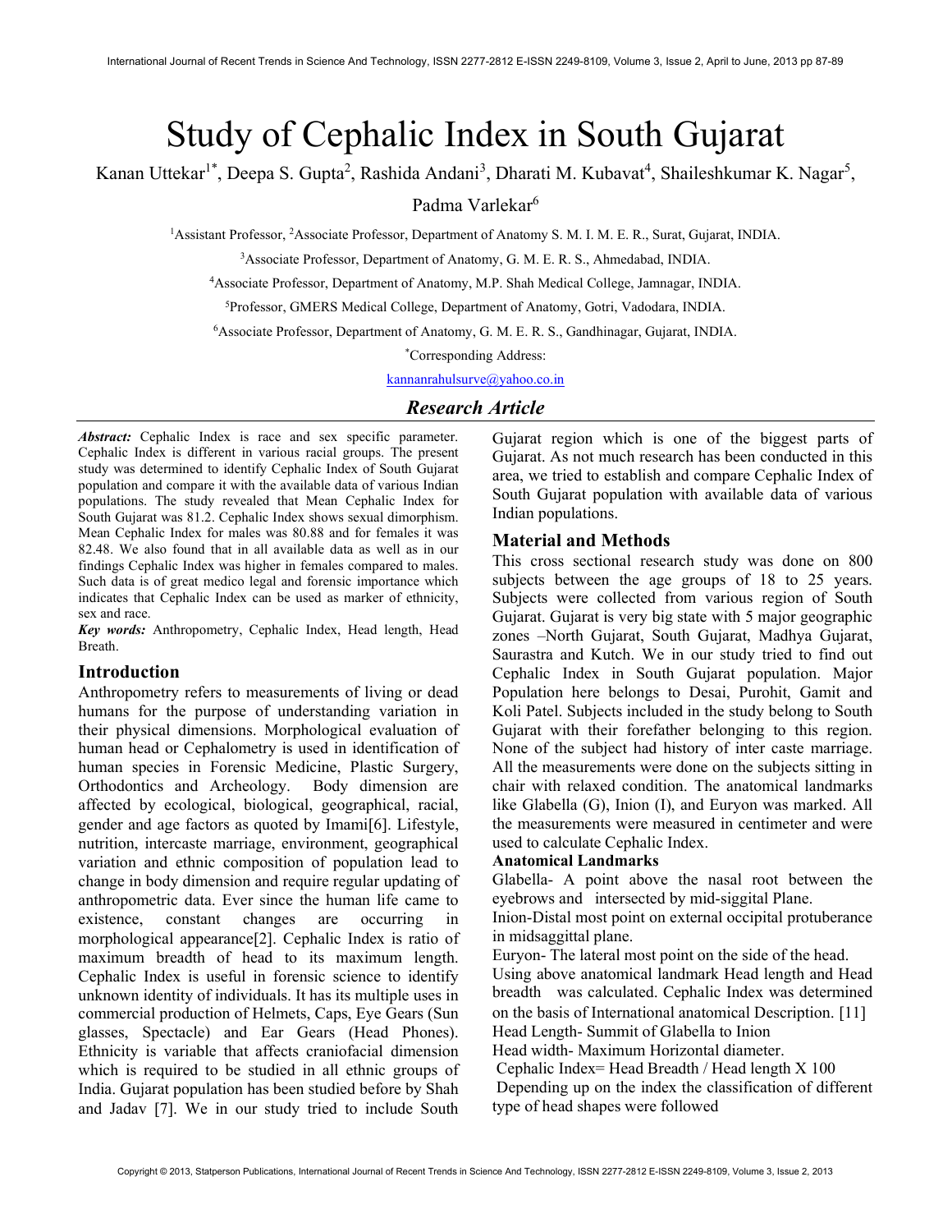# Study of Cephalic Index in South Gujarat

Kanan Uttekar[1*], Deepa S. Gupta[2], Rashida Andani[3], Dharati M. Kubavat[4], Shaileshkumar K. Nagar[5], Padma Varlekar[6]

[1]Assistant Professor, [2]Associate Professor, Department of Anatomy S. M. I. M. E. R., Surat, Gujarat, INDIA.

[3]Associate Professor, Department of Anatomy, G. M. E. R. S., Ahmedabad, INDIA.

[4]Associate Professor, Department of Anatomy, M.P. Shah Medical College, Jamnagar, INDIA.

[5]Professor, GMERS Medical College, Department of Anatomy, Gotri, Vadodara, INDIA.

[6]Associate Professor, Department of Anatomy, G. M. E. R. S., Gandhinagar, Gujarat, INDIA.

*Corresponding Address:

kannanrahulsurve@yahoo.co.in

## *Research Article*

***Abstract:*** Cephalic Index is race and sex specific parameter. Cephalic Index is different in various racial groups. The present study was determined to identify Cephalic Index of South Gujarat population and compare it with the available data of various Indian populations. The study revealed that Mean Cephalic Index for South Gujarat was 81.2. Cephalic Index shows sexual dimorphism. Mean Cephalic Index for males was 80.88 and for females it was 82.48. We also found that in all available data as well as in our findings Cephalic Index was higher in females compared to males. Such data is of great medico legal and forensic importance which indicates that Cephalic Index can be used as marker of ethnicity, sex and race.

***Key words:*** Anthropometry, Cephalic Index, Head length, Head Breath.

## Introduction

Anthropometry refers to measurements of living or dead humans for the purpose of understanding variation in their physical dimensions. Morphological evaluation of human head or Cephalometry is used in identification of human species in Forensic Medicine, Plastic Surgery, Orthodontics and Archeology. Body dimension are affected by ecological, biological, geographical, racial, gender and age factors as quoted by Imami[6]. Lifestyle, nutrition, intercaste marriage, environment, geographical variation and ethnic composition of population lead to change in body dimension and require regular updating of anthropometric data. Ever since the human life came to existence, constant changes are occurring in morphological appearance[2]. Cephalic Index is ratio of maximum breadth of head to its maximum length. Cephalic Index is useful in forensic science to identify unknown identity of individuals. It has its multiple uses in commercial production of Helmets, Caps, Eye Gears (Sun glasses, Spectacle) and Ear Gears (Head Phones). Ethnicity is variable that affects craniofacial dimension which is required to be studied in all ethnic groups of India. Gujarat population has been studied before by Shah and Jadav [7]. We in our study tried to include South Gujarat region which is one of the biggest parts of Gujarat. As not much research has been conducted in this area, we tried to establish and compare Cephalic Index of South Gujarat population with available data of various Indian populations.

## Material and Methods

This cross sectional research study was done on 800 subjects between the age groups of 18 to 25 years. Subjects were collected from various region of South Gujarat. Gujarat is very big state with 5 major geographic zones –North Gujarat, South Gujarat, Madhya Gujarat, Saurastra and Kutch. We in our study tried to find out Cephalic Index in South Gujarat population. Major Population here belongs to Desai, Purohit, Gamit and Koli Patel. Subjects included in the study belong to South Gujarat with their forefather belonging to this region. None of the subject had history of inter caste marriage. All the measurements were done on the subjects sitting in chair with relaxed condition. The anatomical landmarks like Glabella (G), Inion (I), and Euryon was marked. All the measurements were measured in centimeter and were used to calculate Cephalic Index.

**Anatomical Landmarks**

Glabella- A point above the nasal root between the eyebrows and intersected by mid-siggital Plane.

Inion-Distal most point on external occipital protuberance in midsaggittal plane.

Euryon- The lateral most point on the side of the head.

Using above anatomical landmark Head length and Head breadth was calculated. Cephalic Index was determined on the basis of International anatomical Description. [11]

Head Length- Summit of Glabella to Inion

Head width- Maximum Horizontal diameter.

Cephalic Index= Head Breadth / Head length X 100

Depending up on the index the classification of different type of head shapes were followed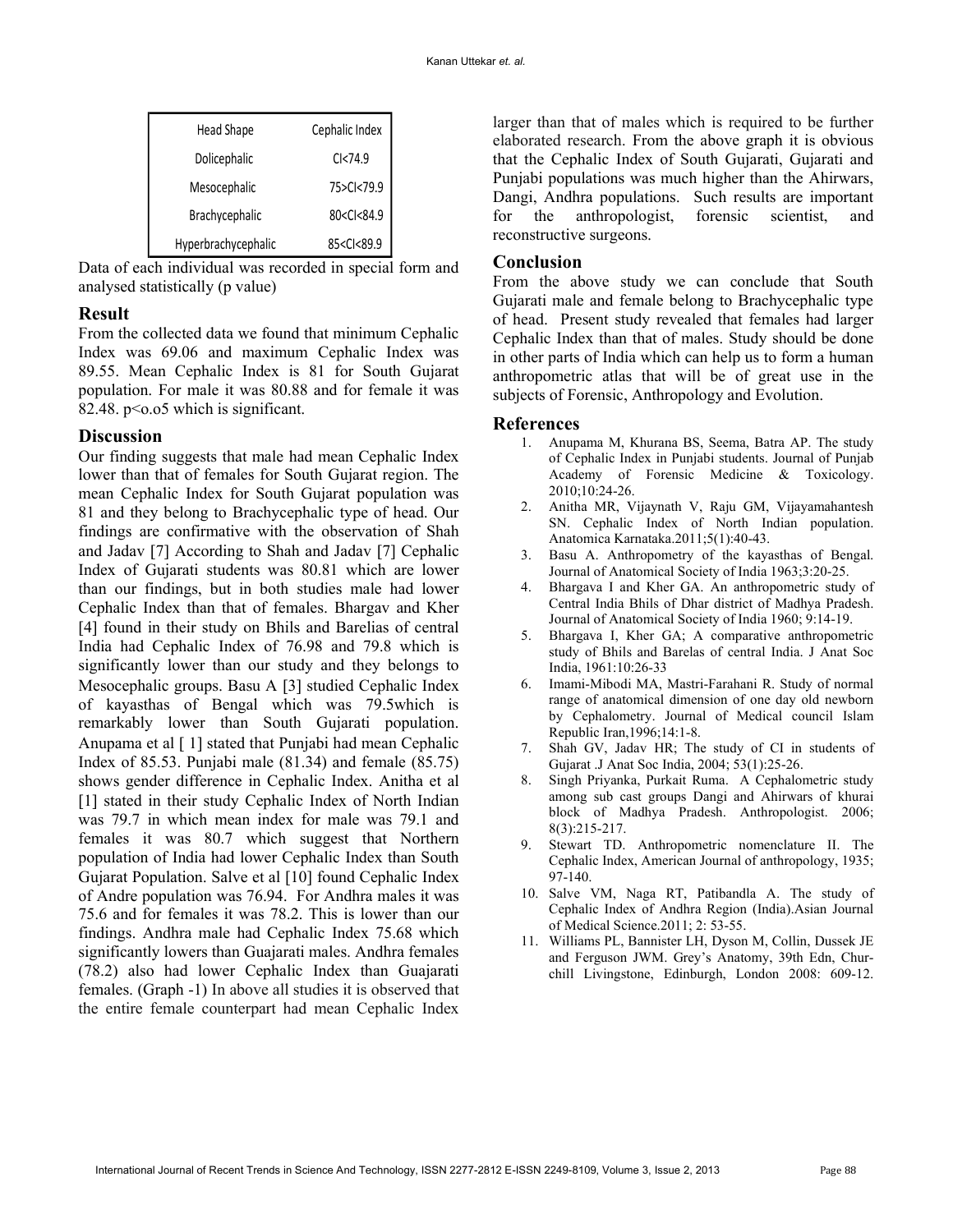| Head Shape | Cephalic Index |
| --- | --- |
| Dolicephalic | CI<74.9 |
| Mesocephalic | 75>CI<79.9 |
| Brachycephalic | 80<CI<84.9 |
| Hyperbrachycephalic | 85<CI<89.9 |

Data of each individual was recorded in special form and analysed statistically (p value)

## Result

From the collected data we found that minimum Cephalic Index was 69.06 and maximum Cephalic Index was 89.55. Mean Cephalic Index is 81 for South Gujarat population. For male it was 80.88 and for female it was 82.48. p<o.o5 which is significant.

## Discussion

Our finding suggests that male had mean Cephalic Index lower than that of females for South Gujarat region. The mean Cephalic Index for South Gujarat population was 81 and they belong to Brachycephalic type of head. Our findings are confirmative with the observation of Shah and Jadav [7] According to Shah and Jadav [7] Cephalic Index of Gujarati students was 80.81 which are lower than our findings, but in both studies male had lower Cephalic Index than that of females. Bhargav and Kher [4] found in their study on Bhils and Barelias of central India had Cephalic Index of 76.98 and 79.8 which is significantly lower than our study and they belongs to Mesocephalic groups. Basu A [3] studied Cephalic Index of kayasthas of Bengal which was 79.5which is remarkably lower than South Gujarati population. Anupama et al [ 1] stated that Punjabi had mean Cephalic Index of 85.53. Punjabi male (81.34) and female (85.75) shows gender difference in Cephalic Index. Anitha et al [1] stated in their study Cephalic Index of North Indian was 79.7 in which mean index for male was 79.1 and females it was 80.7 which suggest that Northern population of India had lower Cephalic Index than South Gujarat Population. Salve et al [10] found Cephalic Index of Andre population was 76.94. For Andhra males it was 75.6 and for females it was 78.2. This is lower than our findings. Andhra male had Cephalic Index 75.68 which significantly lowers than Guajarati males. Andhra females (78.2) also had lower Cephalic Index than Guajarati females. (Graph -1) In above all studies it is observed that the entire female counterpart had mean Cephalic Index larger than that of males which is required to be further elaborated research. From the above graph it is obvious that the Cephalic Index of South Gujarati, Gujarati and Punjabi populations was much higher than the Ahirwars, Dangi, Andhra populations. Such results are important for the anthropologist, forensic scientist, and reconstructive surgeons.

## Conclusion

From the above study we can conclude that South Gujarati male and female belong to Brachycephalic type of head. Present study revealed that females had larger Cephalic Index than that of males. Study should be done in other parts of India which can help us to form a human anthropometric atlas that will be of great use in the subjects of Forensic, Anthropology and Evolution.

## References

1. Anupama M, Khurana BS, Seema, Batra AP. The study of Cephalic Index in Punjabi students. Journal of Punjab Academy of Forensic Medicine & Toxicology. 2010;10:24-26.
2. Anitha MR, Vijaynath V, Raju GM, Vijayamahantesh SN. Cephalic Index of North Indian population. Anatomica Karnataka.2011;5(1):40-43.
3. Basu A. Anthropometry of the kayasthas of Bengal. Journal of Anatomical Society of India 1963;3:20-25.
4. Bhargava I and Kher GA. An anthropometric study of Central India Bhils of Dhar district of Madhya Pradesh. Journal of Anatomical Society of India 1960; 9:14-19.
5. Bhargava I, Kher GA; A comparative anthropometric study of Bhils and Barelas of central India. J Anat Soc India, 1961:10:26-33
6. Imami-Mibodi MA, Mastri-Farahani R. Study of normal range of anatomical dimension of one day old newborn by Cephalometry. Journal of Medical council Islam Republic Iran,1996;14:1-8.
7. Shah GV, Jadav HR; The study of CI in students of Gujarat .J Anat Soc India, 2004; 53(1):25-26.
8. Singh Priyanka, Purkait Ruma. A Cephalometric study among sub cast groups Dangi and Ahirwars of khurai block of Madhya Pradesh. Anthropologist. 2006; 8(3):215-217.
9. Stewart TD. Anthropometric nomenclature II. The Cephalic Index, American Journal of anthropology, 1935; 97-140.
10. Salve VM, Naga RT, Patibandla A. The study of Cephalic Index of Andhra Region (India).Asian Journal of Medical Science.2011; 2: 53-55.
11. Williams PL, Bannister LH, Dyson M, Collin, Dussek JE and Ferguson JWM. Grey's Anatomy, 39th Edn, Churchill Livingstone, Edinburgh, London 2008: 609-12.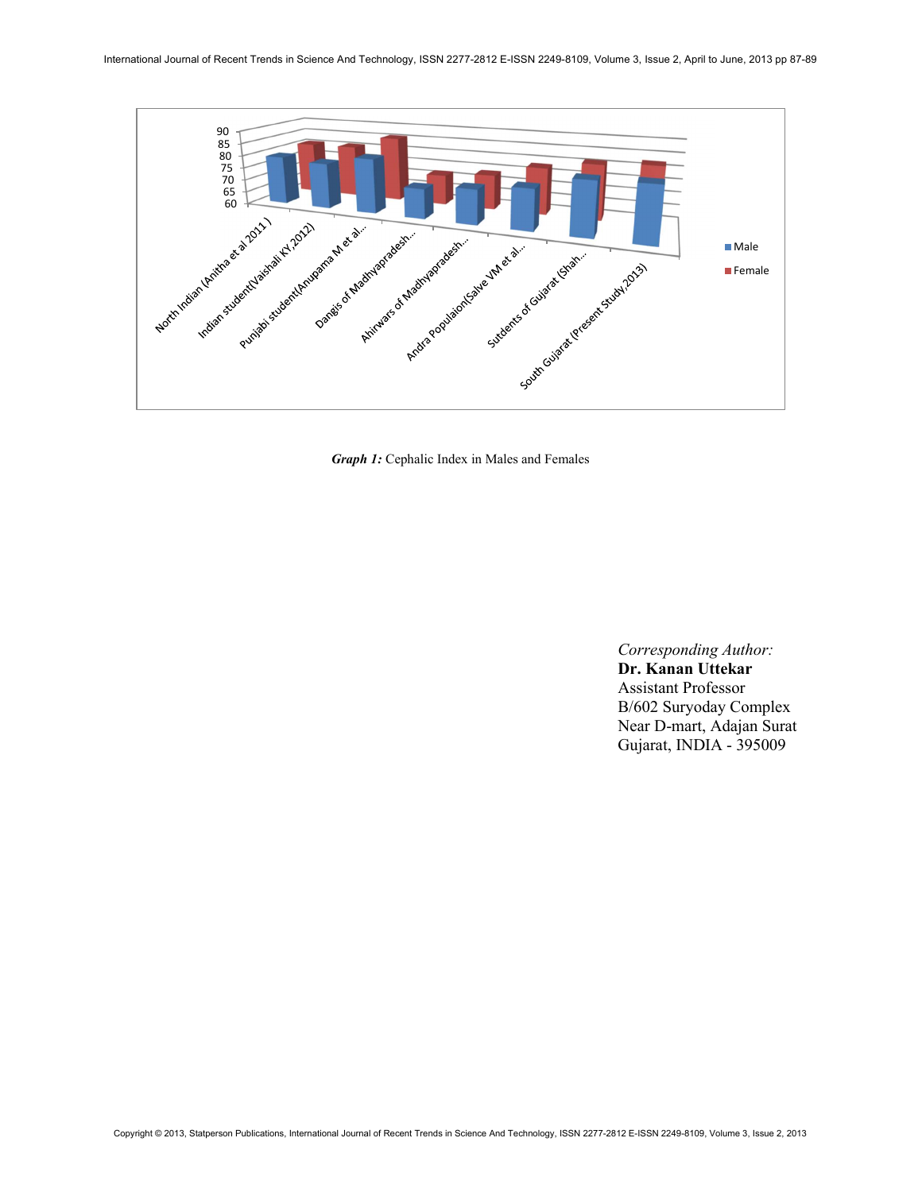90
85
80
75
70
65
60

North Indian (Anitha et al 2011 )
Indian student(Vaishali KY,2012)
Punjabi student(Anupama M et al...
Dangis of Madhyapradesh...
Ahirwars of Madhyapradesh...
Andra Populaion(Salve VM et al...
Sutdents of Gujarat (Shah...
South Gujarat (Present Study,2013)

Male
Female

***Graph 1:*** Cephalic Index in Males and Females

*Corresponding Author:*
**Dr. Kanan Uttekar**
Assistant Professor
B/602 Suryoday Complex
Near D-mart, Adajan Surat
Gujarat, INDIA - 395009